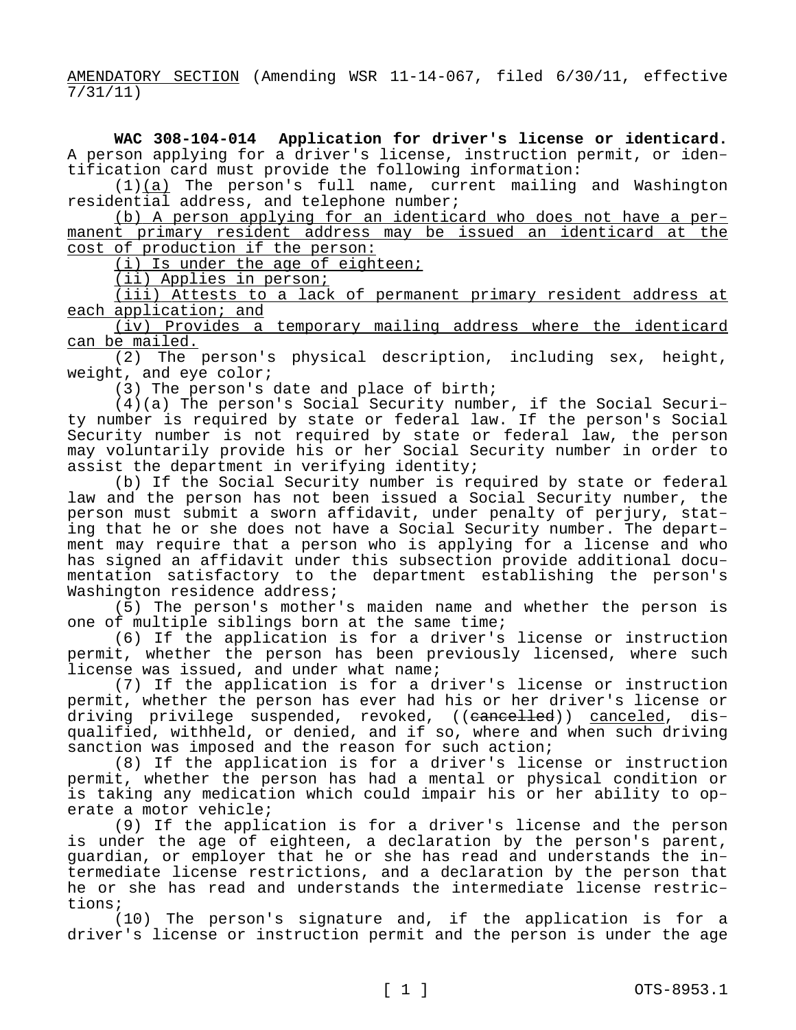AMENDATORY SECTION (Amending WSR 11-14-067, filed 6/30/11, effective 7/31/11)

**WAC 308-104-014 Application for driver's license or identicard.** A person applying for a driver's license, instruction permit, or identification card must provide the following information:

(1)(a) The person's full name, current mailing and Washington residential address, and telephone number;

(b) A person applying for an identicard who does not have a permanent primary resident address may be issued an identicard at the cost of production if the person:

(i) Is under the age of eighteen;

(ii) Applies in person;

(iii) Attests to a lack of permanent primary resident address at each application; and

(iv) Provides a temporary mailing address where the identicard can be mailed.

(2) The person's physical description, including sex, height, weight, and eye color;

(3) The person's date and place of birth;

(4)(a) The person's Social Security number, if the Social Security number is required by state or federal law. If the person's Social Security number is not required by state or federal law, the person may voluntarily provide his or her Social Security number in order to assist the department in verifying identity;

(b) If the Social Security number is required by state or federal law and the person has not been issued a Social Security number, the person must submit a sworn affidavit, under penalty of perjury, stating that he or she does not have a Social Security number. The department may require that a person who is applying for a license and who has signed an affidavit under this subsection provide additional documentation satisfactory to the department establishing the person's Washington residence address;

(5) The person's mother's maiden name and whether the person is one of multiple siblings born at the same time;

(6) If the application is for a driver's license or instruction permit, whether the person has been previously licensed, where such license was issued, and under what name;

(7) If the application is for a driver's license or instruction permit, whether the person has ever had his or her driver's license or driving privilege suspended, revoked, ((~~cancelled~~)) canceled, disqualified, withheld, or denied, and if so, where and when such driving sanction was imposed and the reason for such action;

(8) If the application is for a driver's license or instruction permit, whether the person has had a mental or physical condition or is taking any medication which could impair his or her ability to operate a motor vehicle;

(9) If the application is for a driver's license and the person is under the age of eighteen, a declaration by the person's parent, guardian, or employer that he or she has read and understands the intermediate license restrictions, and a declaration by the person that he or she has read and understands the intermediate license restrictions;

(10) The person's signature and, if the application is for a driver's license or instruction permit and the person is under the age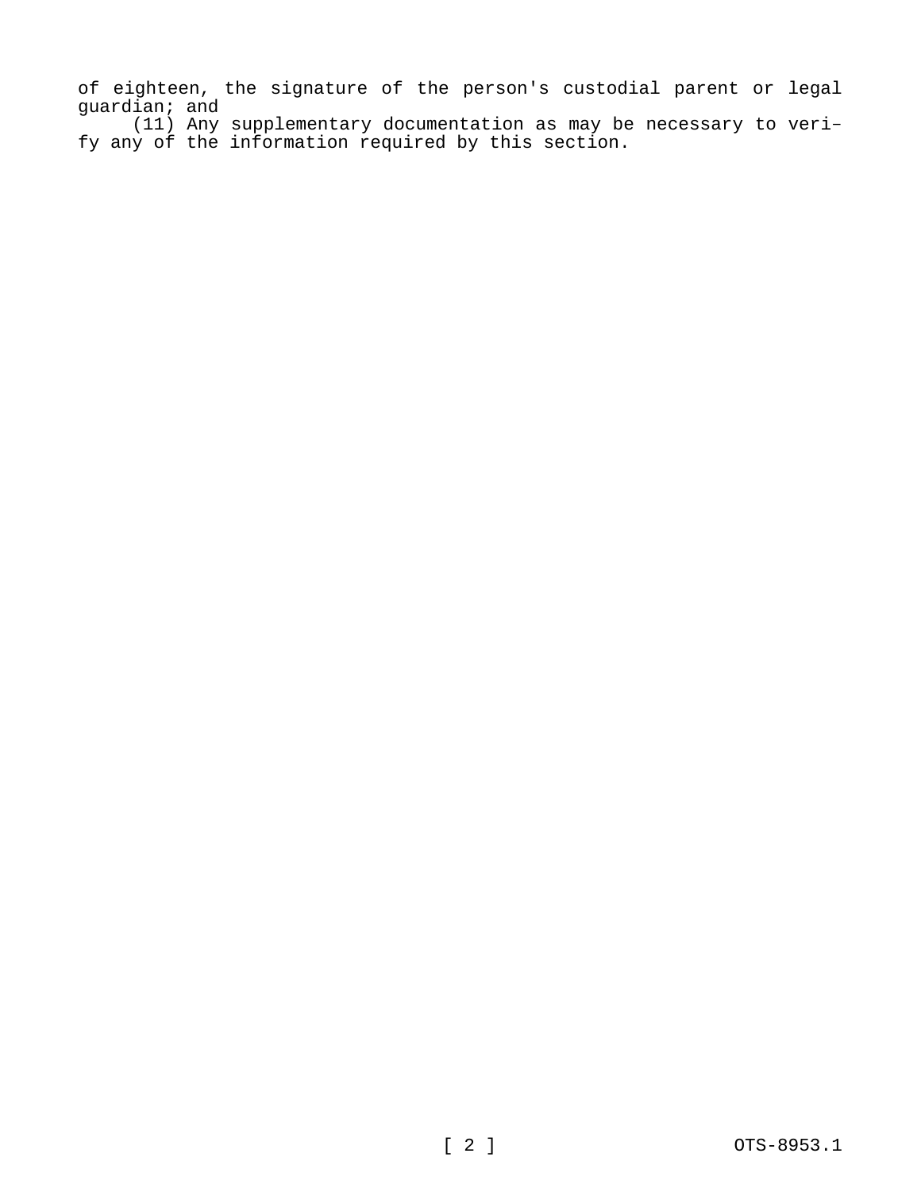of eighteen, the signature of the person's custodial parent or legal guardian; and

(11) Any supplementary documentation as may be necessary to verify any of the information required by this section.